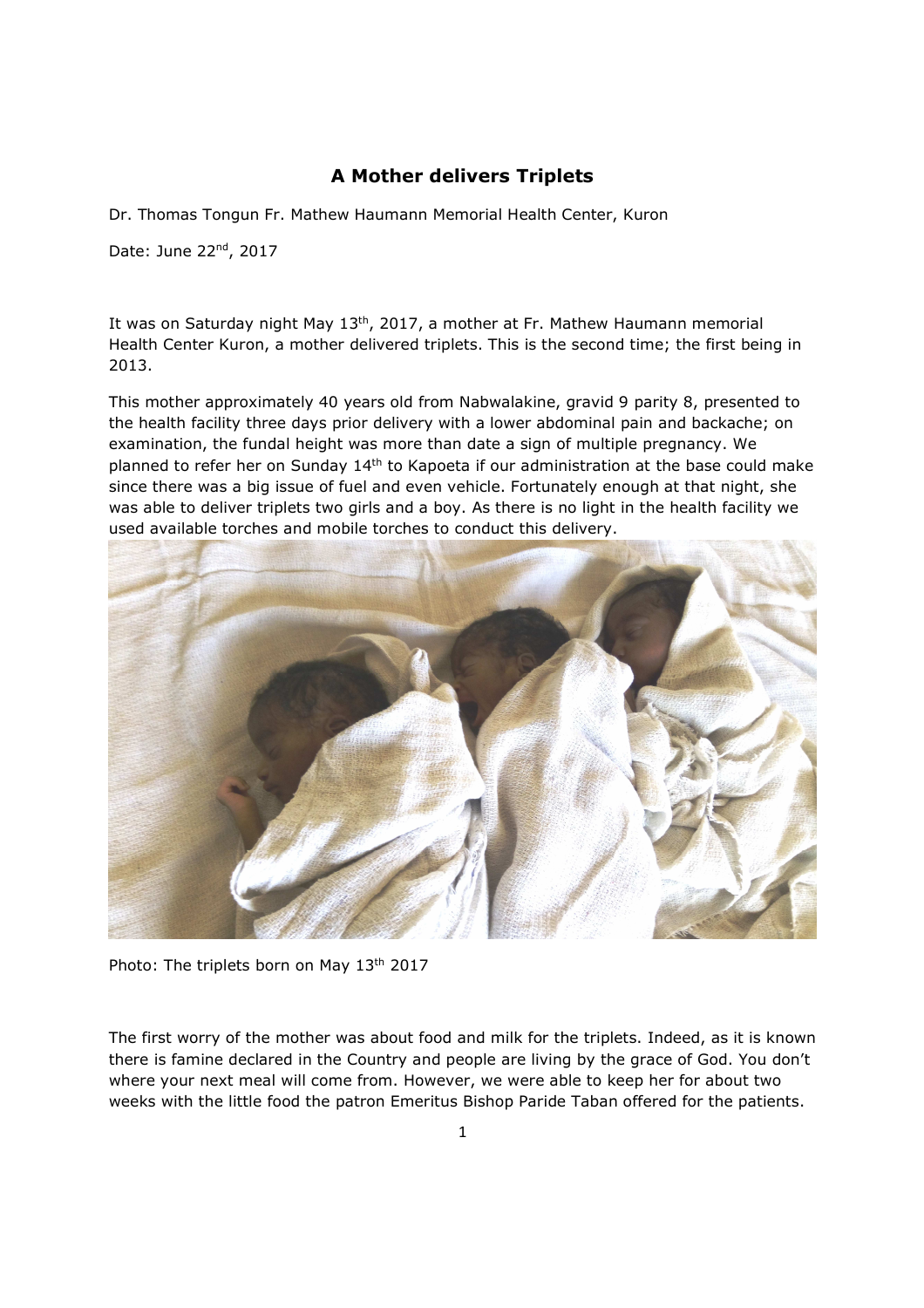# A Mother delivers Triplets

Dr. Thomas Tongun Fr. Mathew Haumann Memorial Health Center, Kuron

Date: June 22nd, 2017

It was on Saturday night May 13th, 2017, a mother at Fr. Mathew Haumann memorial Health Center Kuron, a mother delivered triplets. This is the second time; the first being in 2013.

This mother approximately 40 years old from Nabwalakine, gravid 9 parity 8, presented to the health facility three days prior delivery with a lower abdominal pain and backache; on examination, the fundal height was more than date a sign of multiple pregnancy. We planned to refer her on Sunday 14th to Kapoeta if our administration at the base could make since there was a big issue of fuel and even vehicle. Fortunately enough at that night, she was able to deliver triplets two girls and a boy. As there is no light in the health facility we used available torches and mobile torches to conduct this delivery.

Photo: The triplets born on May 13th 2017

The first worry of the mother was about food and milk for the triplets. Indeed, as it is known there is famine declared in the Country and people are living by the grace of God. You don't where your next meal will come from. However, we were able to keep her for about two weeks with the little food the patron Emeritus Bishop Paride Taban offered for the patients.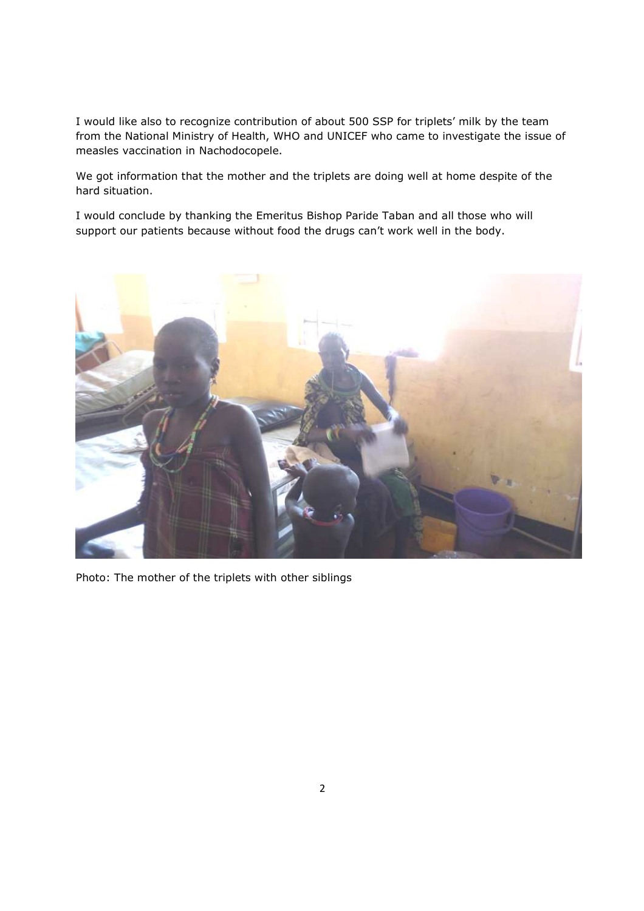I would like also to recognize contribution of about 500 SSP for triplets' milk by the team from the National Ministry of Health, WHO and UNICEF who came to investigate the issue of measles vaccination in Nachodocopele.

We got information that the mother and the triplets are doing well at home despite of the hard situation.

I would conclude by thanking the Emeritus Bishop Paride Taban and all those who will support our patients because without food the drugs can't work well in the body.

Photo: The mother of the triplets with other siblings